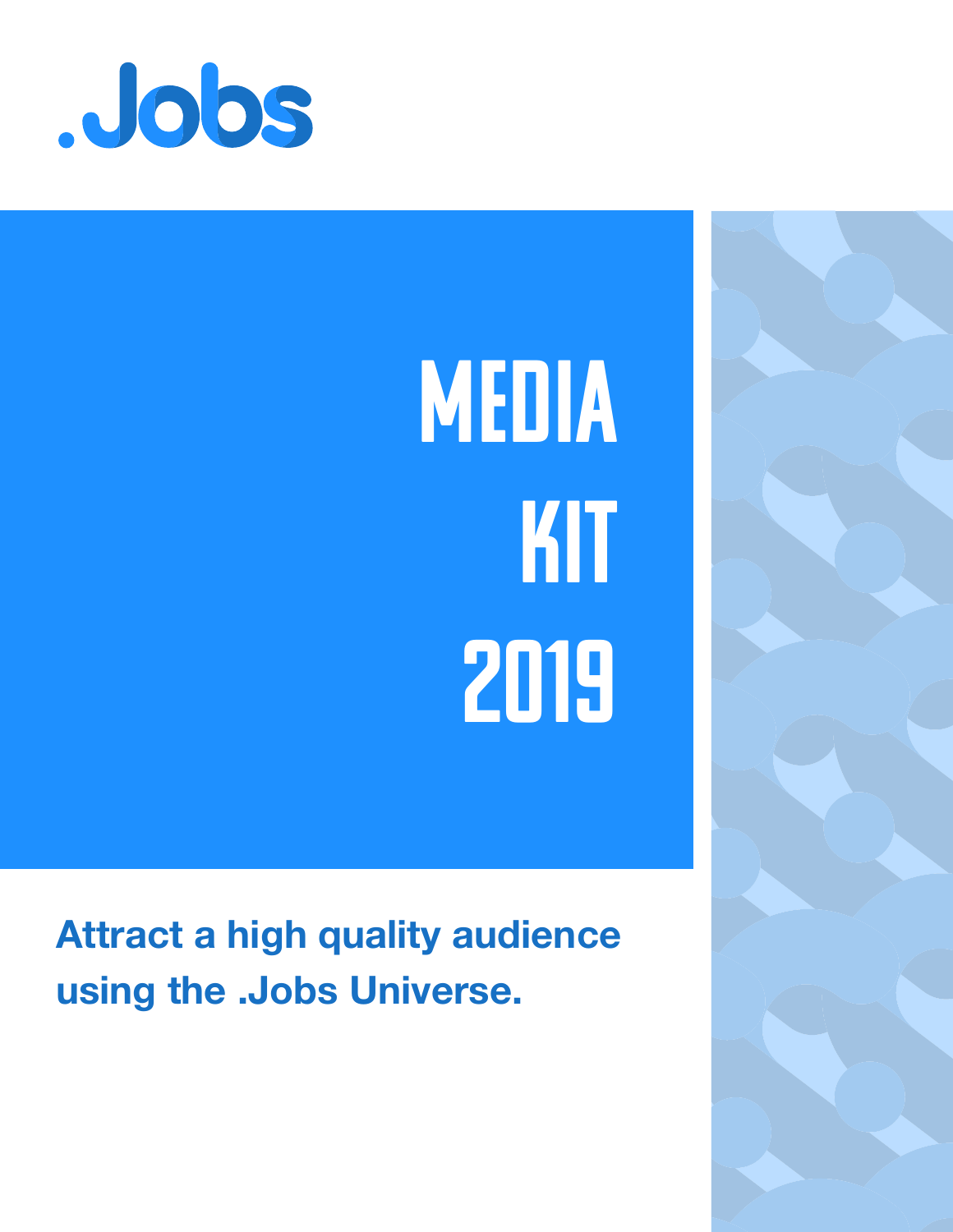.Jobs

# MEDIA KIT 2019

**Attract a high quality audience using the .Jobs Universe.**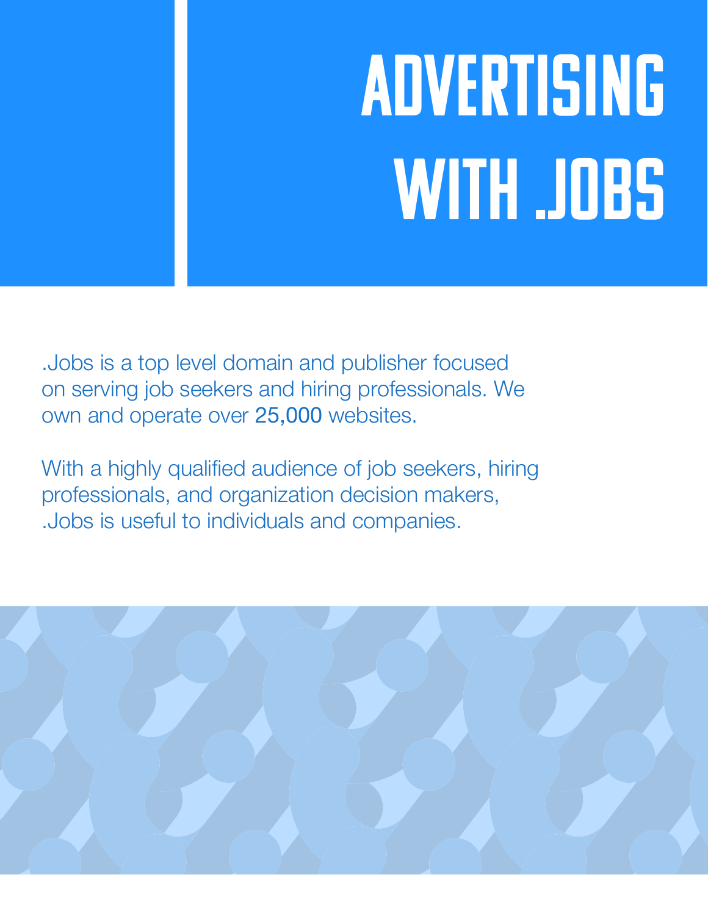# ADVERTISING WITH .JOBS

.Jobs is a top level domain and publisher focused on serving job seekers and hiring professionals. We own and operate over 25,000 websites.

With a highly qualified audience of job seekers, hiring professionals, and organization decision makers, .Jobs is useful to individuals and companies.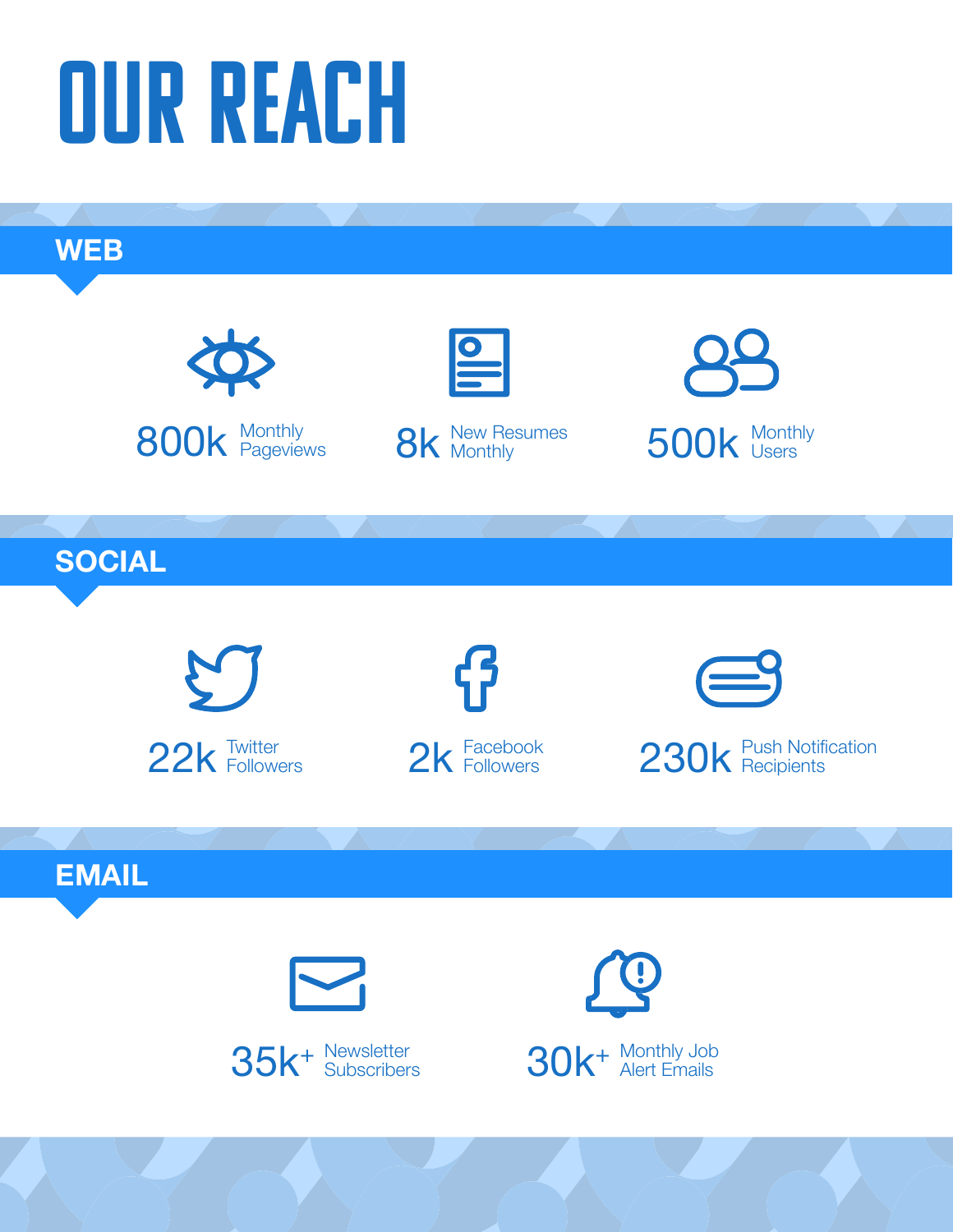# OUR REACH

## WEB

800k Monthly Pageviews

8k New Resumes Monthly

500k Monthly Users

## SOCIAL

22k Twitter Followers

2k Facebook Followers

230k Push Notification Recipients

## EMAIL

35k+ Newsletter Subscribers

30k+ Monthly Job Alert Emails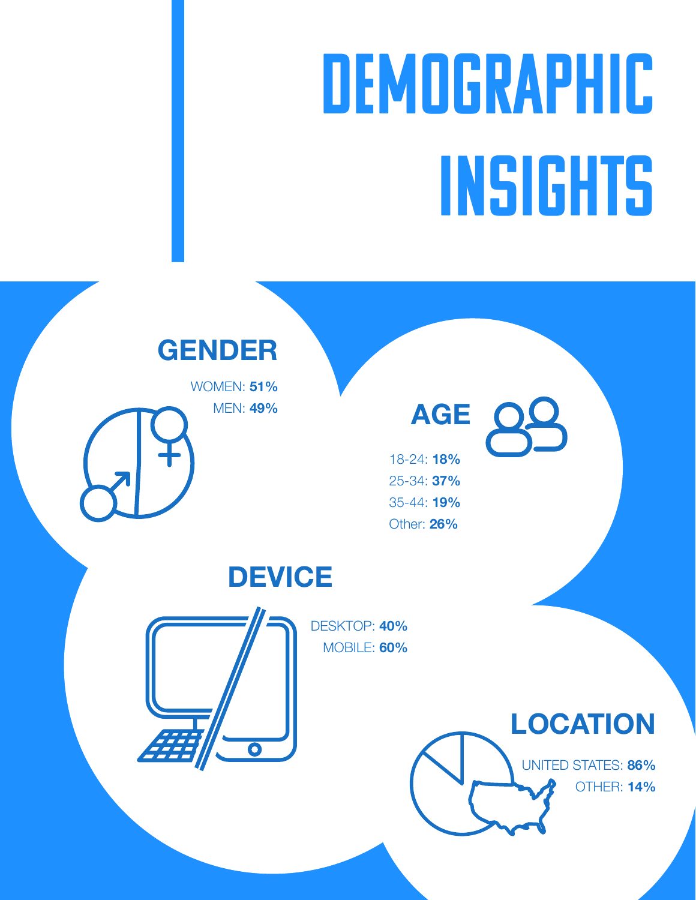# DEMOGRAPHIC INSIGHTS

## GENDER

WOMEN: **51%**

MEN: **49%**

## AGE

18-24: **18%**

25-34: **37%**

35-44: **19%**

Other: **26%**

## DEVICE

DESKTOP: **40%**

MOBILE: **60%**

## LOCATION

UNITED STATES: **86%**

OTHER: **14%**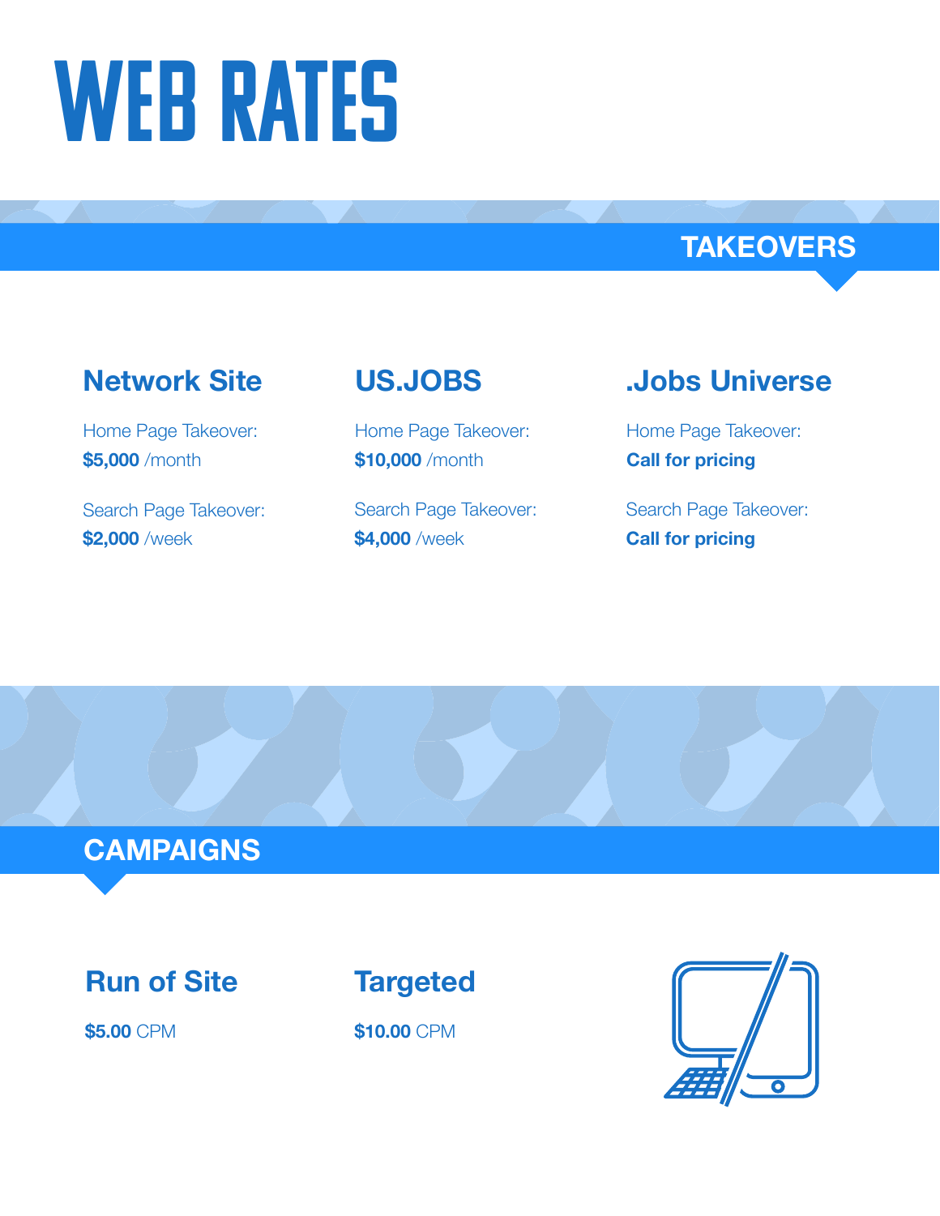# WEB RATES

## TAKEOVERS

### Network Site

Home Page Takeover:
**$5,000** /month

Search Page Takeover:
**$2,000** /week

### US.JOBS

Home Page Takeover:
**$10,000** /month

Search Page Takeover:
**$4,000** /week

### .Jobs Universe

Home Page Takeover:
**Call for pricing**

Search Page Takeover:
**Call for pricing**

## CAMPAIGNS

### Run of Site

**$5.00** CPM

### Targeted

**$10.00** CPM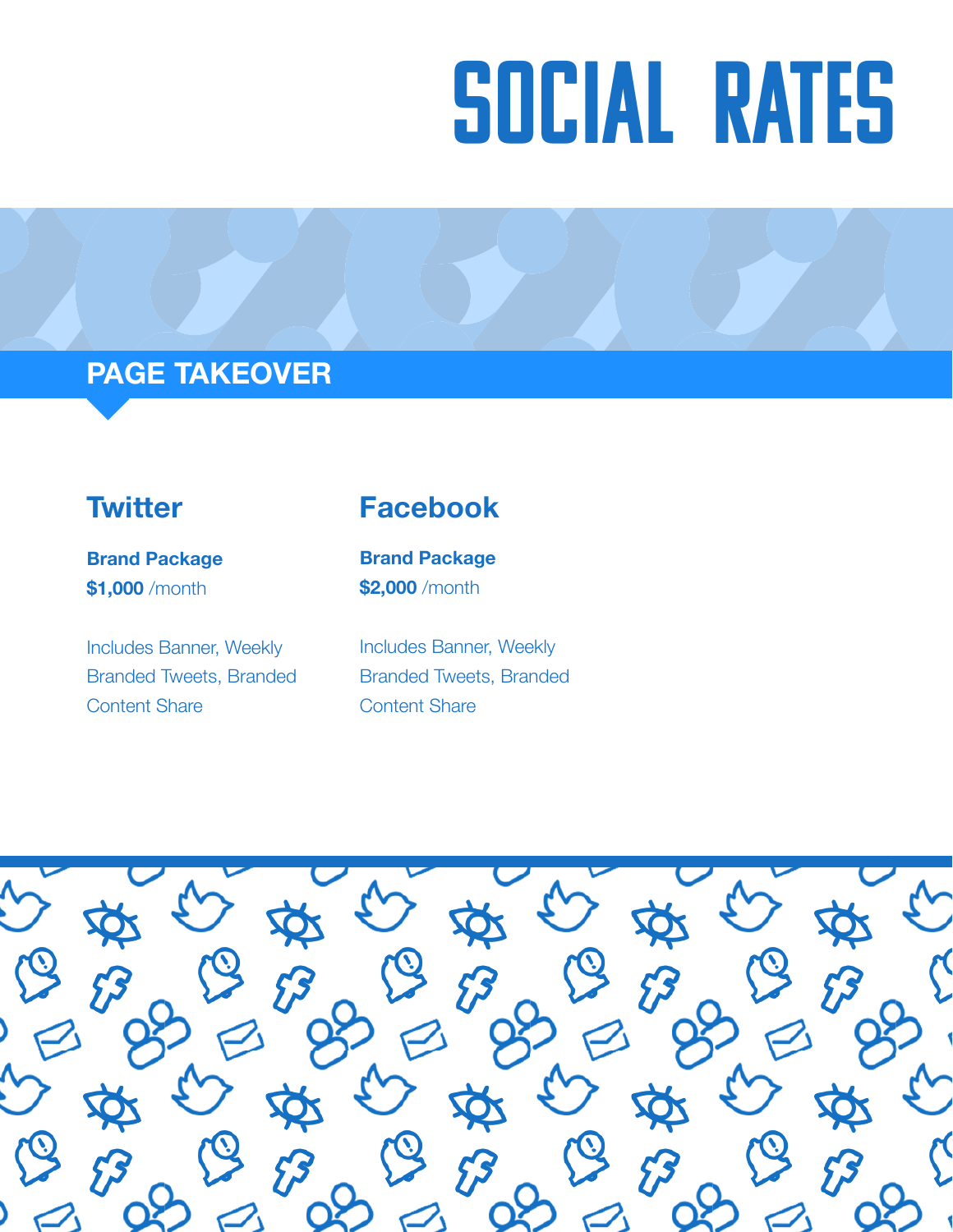# SOCIAL RATES

## PAGE TAKEOVER

### Twitter

**Brand Package**
**$1,000** /month

Includes Banner, Weekly Branded Tweets, Branded Content Share

### Facebook

**Brand Package**
**$2,000** /month

Includes Banner, Weekly Branded Tweets, Branded Content Share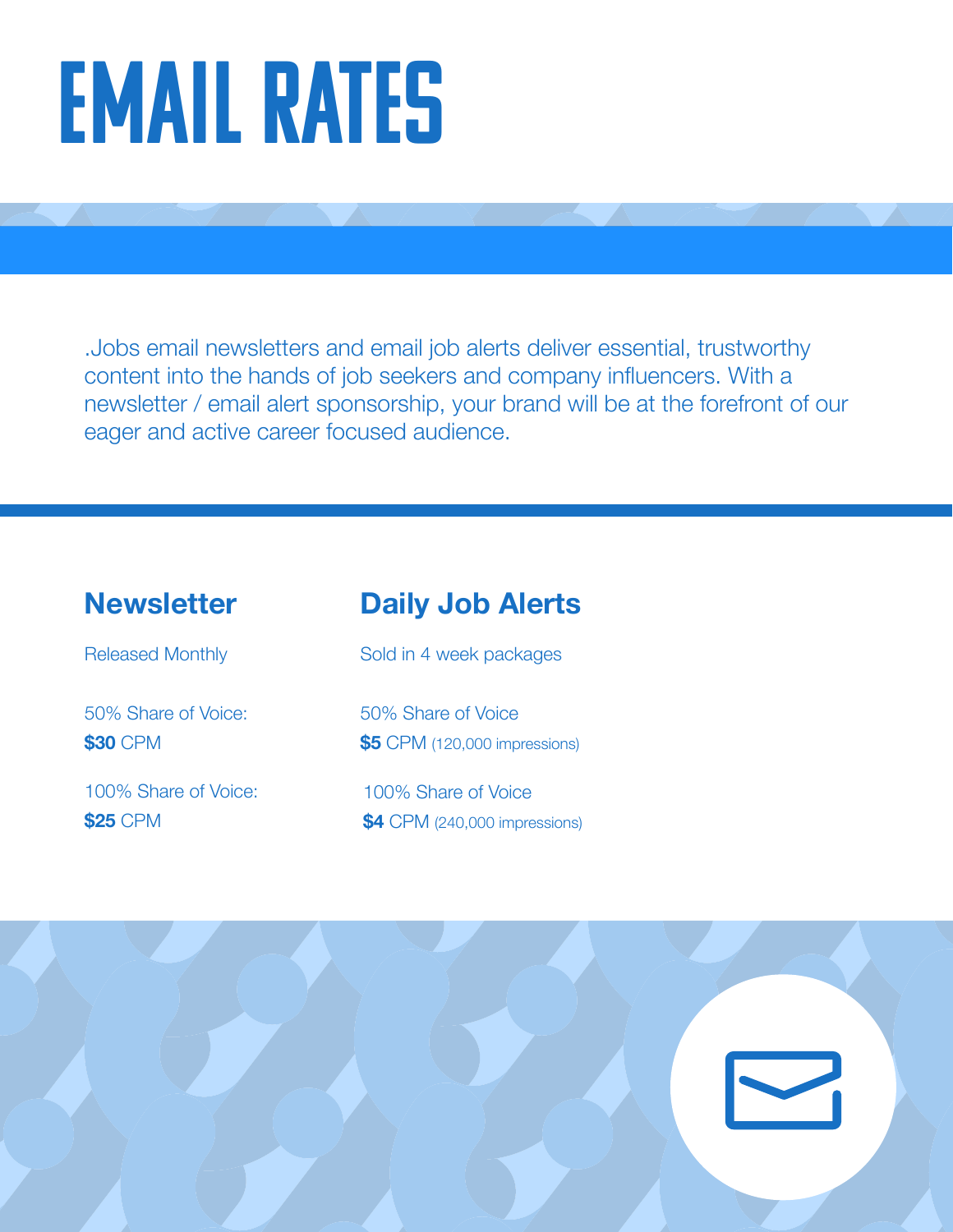# EMAIL RATES

.Jobs email newsletters and email job alerts deliver essential, trustworthy content into the hands of job seekers and company influencers. With a newsletter / email alert sponsorship, your brand will be at the forefront of our eager and active career focused audience.

## Newsletter

Released Monthly

50% Share of Voice:
**$30** CPM

100% Share of Voice:
**$25** CPM

## Daily Job Alerts

Sold in 4 week packages

50% Share of Voice
**$5** CPM (120,000 impressions)

100% Share of Voice
**$4** CPM (240,000 impressions)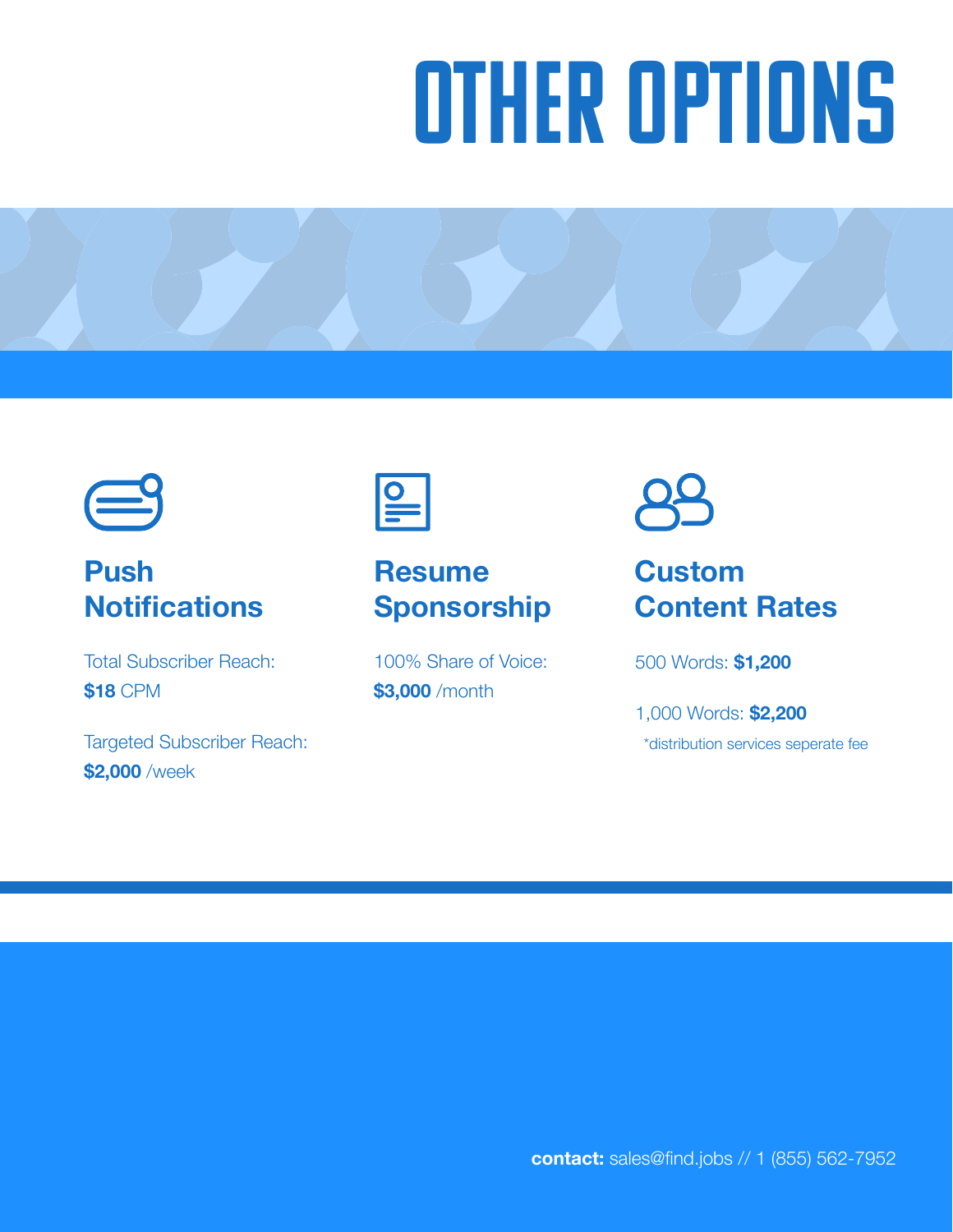# OTHER OPTIONS

## Push Notifications

Total Subscriber Reach:
**$18** CPM

Targeted Subscriber Reach:
**$2,000** /week

## Resume Sponsorship

100% Share of Voice:
**$3,000** /month

## Custom Content Rates

500 Words: **$1,200**

1,000 Words: **$2,200**

*distribution services seperate fee

**contact:** sales@find.jobs // 1 (855) 562-7952